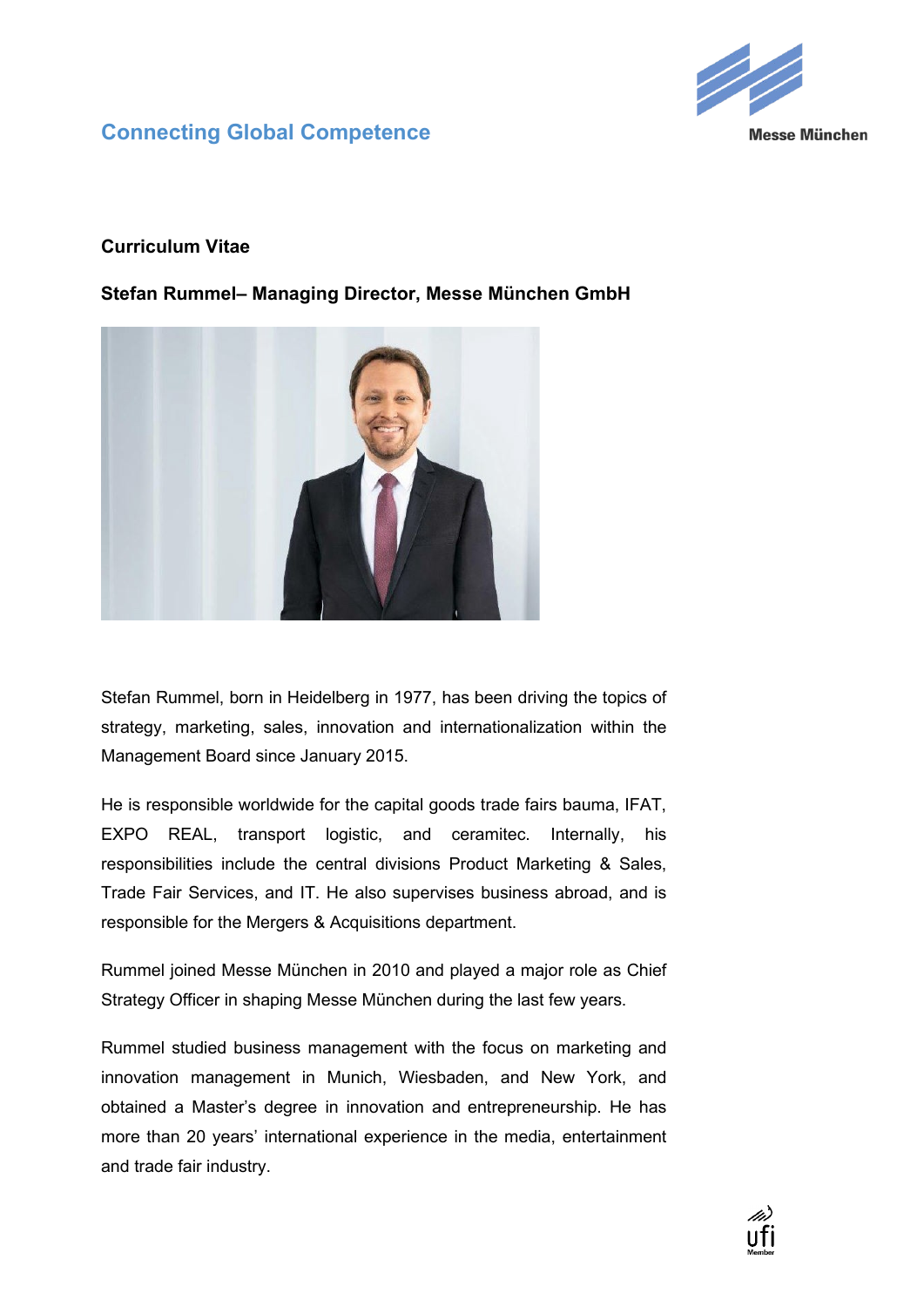Connecting Global Competence

Messe München

## Curriculum Vitae

### Stefan Rummel– Managing Director, Messe München GmbH

Stefan Rummel, born in Heidelberg in 1977, has been driving the topics of strategy, marketing, sales, innovation and internationalization within the Management Board since January 2015.

He is responsible worldwide for the capital goods trade fairs bauma, IFAT, EXPO REAL, transport logistic, and ceramitec. Internally, his responsibilities include the central divisions Product Marketing & Sales, Trade Fair Services, and IT. He also supervises business abroad, and is responsible for the Mergers & Acquisitions department.

Rummel joined Messe München in 2010 and played a major role as Chief Strategy Officer in shaping Messe München during the last few years.

Rummel studied business management with the focus on marketing and innovation management in Munich, Wiesbaden, and New York, and obtained a Master's degree in innovation and entrepreneurship. He has more than 20 years' international experience in the media, entertainment and trade fair industry.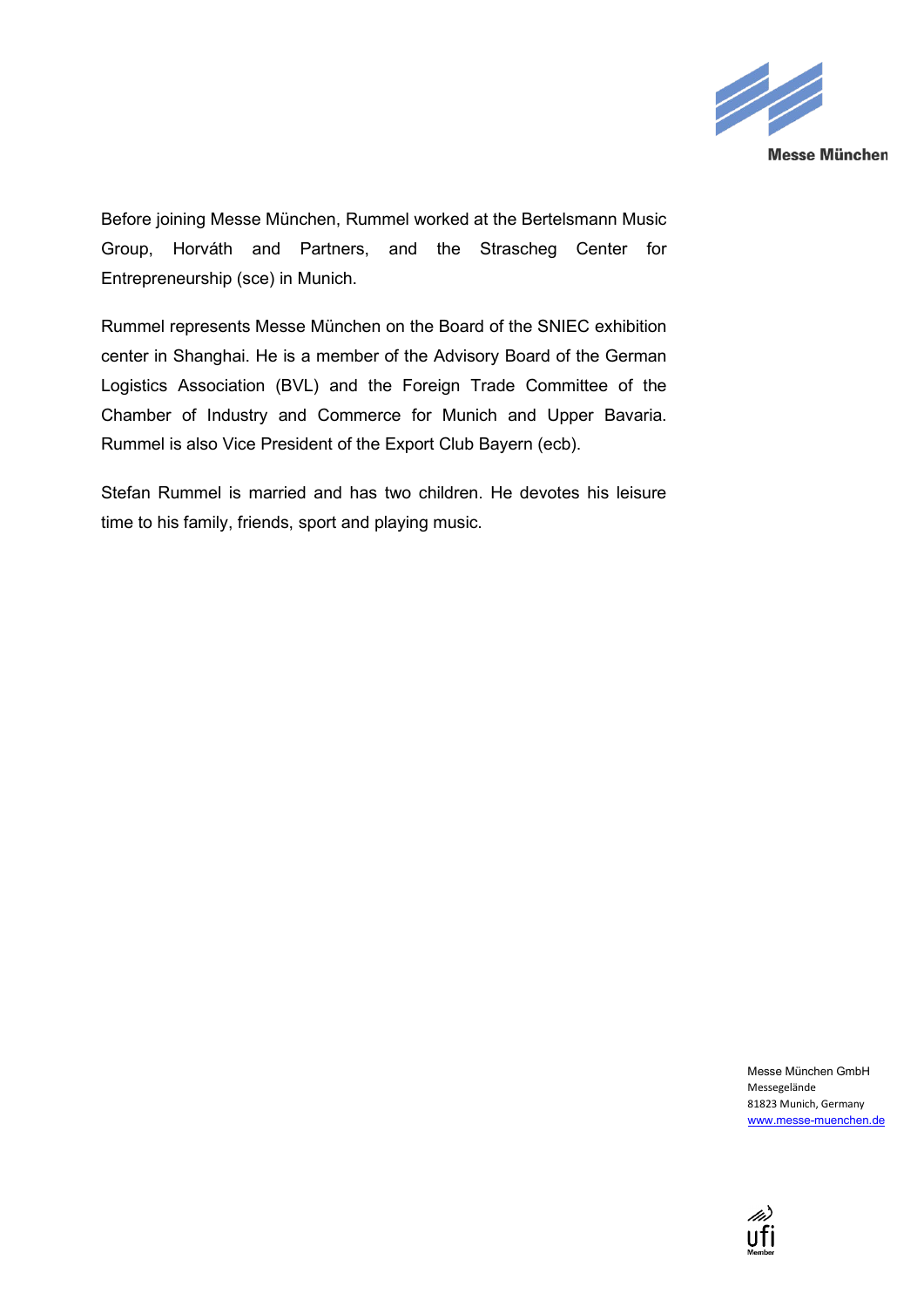Before joining Messe München, Rummel worked at the Bertelsmann Music Group, Horváth and Partners, and the Strascheg Center for Entrepreneurship (sce) in Munich.

Rummel represents Messe München on the Board of the SNIEC exhibition center in Shanghai. He is a member of the Advisory Board of the German Logistics Association (BVL) and the Foreign Trade Committee of the Chamber of Industry and Commerce for Munich and Upper Bavaria. Rummel is also Vice President of the Export Club Bayern (ecb).

Stefan Rummel is married and has two children. He devotes his leisure time to his family, friends, sport and playing music.

Messe München GmbH
Messegelände
81823 Munich, Germany
www.messe-muenchen.de